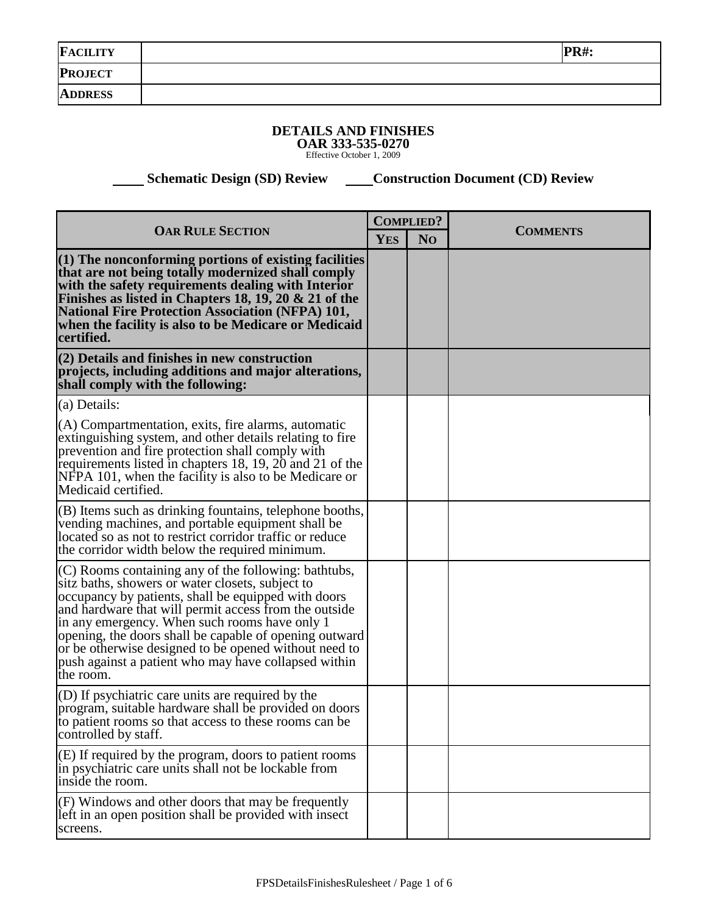| **FACILITY** | | **PR#:** |
|---|---|---|
| **PROJECT** | | |
| **ADDRESS** | | |

## DETAILS AND FINISHES

**OAR 333-535-0270**

Effective October 1, 2009

_____ **Schematic Design (SD) Review** _____ **Construction Document (CD) Review**

| **OAR RULE SECTION** | **COMPLIED?** | | **COMMENTS** |
|---|---|---|---|
| | **YES** | **NO** | |
| **(1) The nonconforming portions of existing facilities that are not being totally modernized shall comply with the safety requirements dealing with Interior Finishes as listed in Chapters 18, 19, 20 & 21 of the National Fire Protection Association (NFPA) 101, when the facility is also to be Medicare or Medicaid certified.** | | | |
| **(2) Details and finishes in new construction projects, including additions and major alterations, shall comply with the following:** | | | |
| (a) Details:<br><br>(A) Compartmentation, exits, fire alarms, automatic extinguishing system, and other details relating to fire prevention and fire protection shall comply with requirements listed in chapters 18, 19, 20 and 21 of the NFPA 101, when the facility is also to be Medicare or Medicaid certified. | | | |
| (B) Items such as drinking fountains, telephone booths, vending machines, and portable equipment shall be located so as not to restrict corridor traffic or reduce the corridor width below the required minimum. | | | |
| (C) Rooms containing any of the following: bathtubs, sitz baths, showers or water closets, subject to occupancy by patients, shall be equipped with doors and hardware that will permit access from the outside in any emergency. When such rooms have only 1 opening, the doors shall be capable of opening outward or be otherwise designed to be opened without need to push against a patient who may have collapsed within the room. | | | |
| (D) If psychiatric care units are required by the program, suitable hardware shall be provided on doors to patient rooms so that access to these rooms can be controlled by staff. | | | |
| (E) If required by the program, doors to patient rooms in psychiatric care units shall not be lockable from inside the room. | | | |
| (F) Windows and other doors that may be frequently left in an open position shall be provided with insect screens. | | | |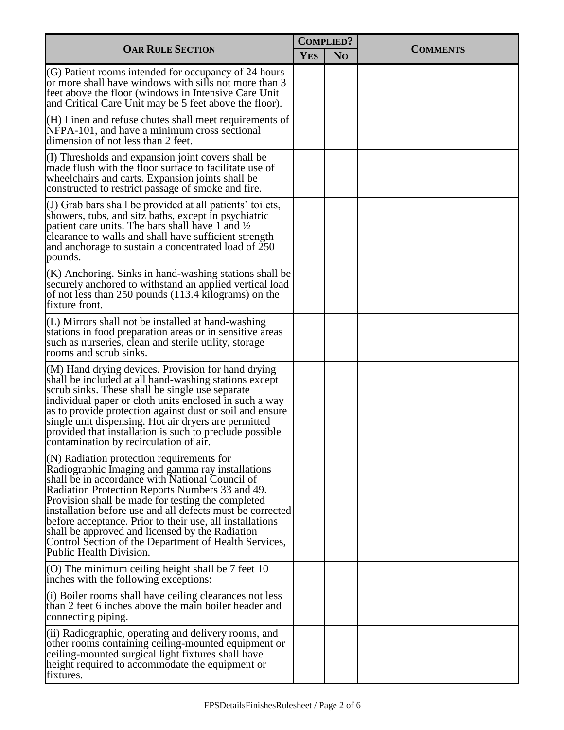| OAR RULE SECTION | COMPLIED? | | COMMENTS |
|---|---|---|---|
| | YES | NO | |
| (G) Patient rooms intended for occupancy of 24 hours or more shall have windows with sills not more than 3 feet above the floor (windows in Intensive Care Unit and Critical Care Unit may be 5 feet above the floor). | | | |
| (H) Linen and refuse chutes shall meet requirements of NFPA-101, and have a minimum cross sectional dimension of not less than 2 feet. | | | |
| (I) Thresholds and expansion joint covers shall be made flush with the floor surface to facilitate use of wheelchairs and carts. Expansion joints shall be constructed to restrict passage of smoke and fire. | | | |
| (J) Grab bars shall be provided at all patients' toilets, showers, tubs, and sitz baths, except in psychiatric patient care units. The bars shall have 1 and ½ clearance to walls and shall have sufficient strength and anchorage to sustain a concentrated load of 250 pounds. | | | |
| (K) Anchoring. Sinks in hand-washing stations shall be securely anchored to withstand an applied vertical load of not less than 250 pounds (113.4 kilograms) on the fixture front. | | | |
| (L) Mirrors shall not be installed at hand-washing stations in food preparation areas or in sensitive areas such as nurseries, clean and sterile utility, storage rooms and scrub sinks. | | | |
| (M) Hand drying devices. Provision for hand drying shall be included at all hand-washing stations except scrub sinks. These shall be single use separate individual paper or cloth units enclosed in such a way as to provide protection against dust or soil and ensure single unit dispensing. Hot air dryers are permitted provided that installation is such to preclude possible contamination by recirculation of air. | | | |
| (N) Radiation protection requirements for Radiographic Imaging and gamma ray installations shall be in accordance with National Council of Radiation Protection Reports Numbers 33 and 49. Provision shall be made for testing the completed installation before use and all defects must be corrected before acceptance. Prior to their use, all installations shall be approved and licensed by the Radiation Control Section of the Department of Health Services, Public Health Division. | | | |
| (O) The minimum ceiling height shall be 7 feet 10 inches with the following exceptions: | | | |
| (i) Boiler rooms shall have ceiling clearances not less than 2 feet 6 inches above the main boiler header and connecting piping. | | | |
| (ii) Radiographic, operating and delivery rooms, and other rooms containing ceiling-mounted equipment or ceiling-mounted surgical light fixtures shall have height required to accommodate the equipment or fixtures. | | | |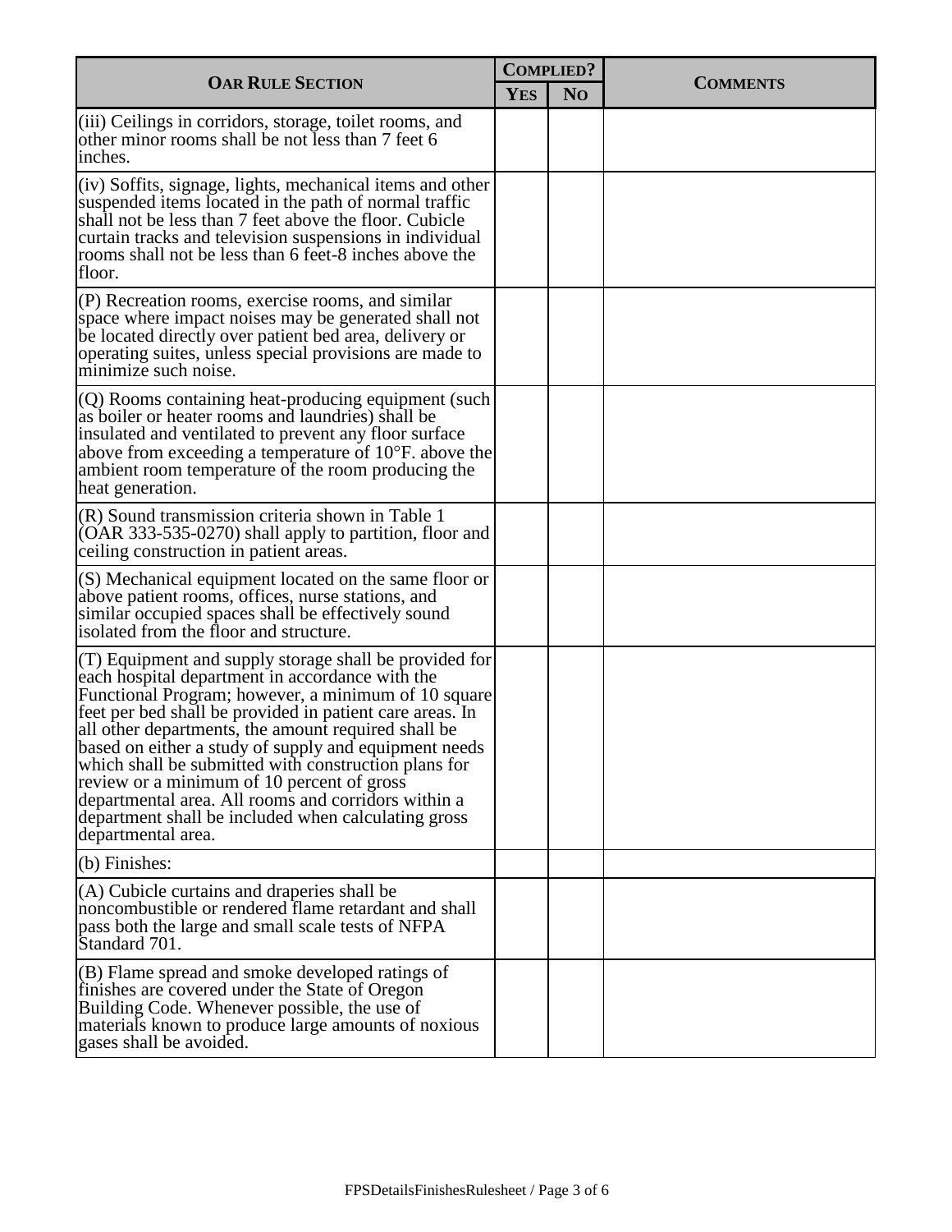| OAR Rule Section | Complied? | | Comments |
|---|---|---|---|
| | Yes | No | |
| (iii) Ceilings in corridors, storage, toilet rooms, and other minor rooms shall be not less than 7 feet 6 inches. | | | |
| (iv) Soffits, signage, lights, mechanical items and other suspended items located in the path of normal traffic shall not be less than 7 feet above the floor. Cubicle curtain tracks and television suspensions in individual rooms shall not be less than 6 feet-8 inches above the floor. | | | |
| (P) Recreation rooms, exercise rooms, and similar space where impact noises may be generated shall not be located directly over patient bed area, delivery or operating suites, unless special provisions are made to minimize such noise. | | | |
| (Q) Rooms containing heat-producing equipment (such as boiler or heater rooms and laundries) shall be insulated and ventilated to prevent any floor surface above from exceeding a temperature of 10°F. above the ambient room temperature of the room producing the heat generation. | | | |
| (R) Sound transmission criteria shown in Table 1 (OAR 333-535-0270) shall apply to partition, floor and ceiling construction in patient areas. | | | |
| (S) Mechanical equipment located on the same floor or above patient rooms, offices, nurse stations, and similar occupied spaces shall be effectively sound isolated from the floor and structure. | | | |
| (T) Equipment and supply storage shall be provided for each hospital department in accordance with the Functional Program; however, a minimum of 10 square feet per bed shall be provided in patient care areas. In all other departments, the amount required shall be based on either a study of supply and equipment needs which shall be submitted with construction plans for review or a minimum of 10 percent of gross departmental area. All rooms and corridors within a department shall be included when calculating gross departmental area. | | | |
| (b) Finishes: | | | |
| (A) Cubicle curtains and draperies shall be noncombustible or rendered flame retardant and shall pass both the large and small scale tests of NFPA Standard 701. | | | |
| (B) Flame spread and smoke developed ratings of finishes are covered under the State of Oregon Building Code. Whenever possible, the use of materials known to produce large amounts of noxious gases shall be avoided. | | | |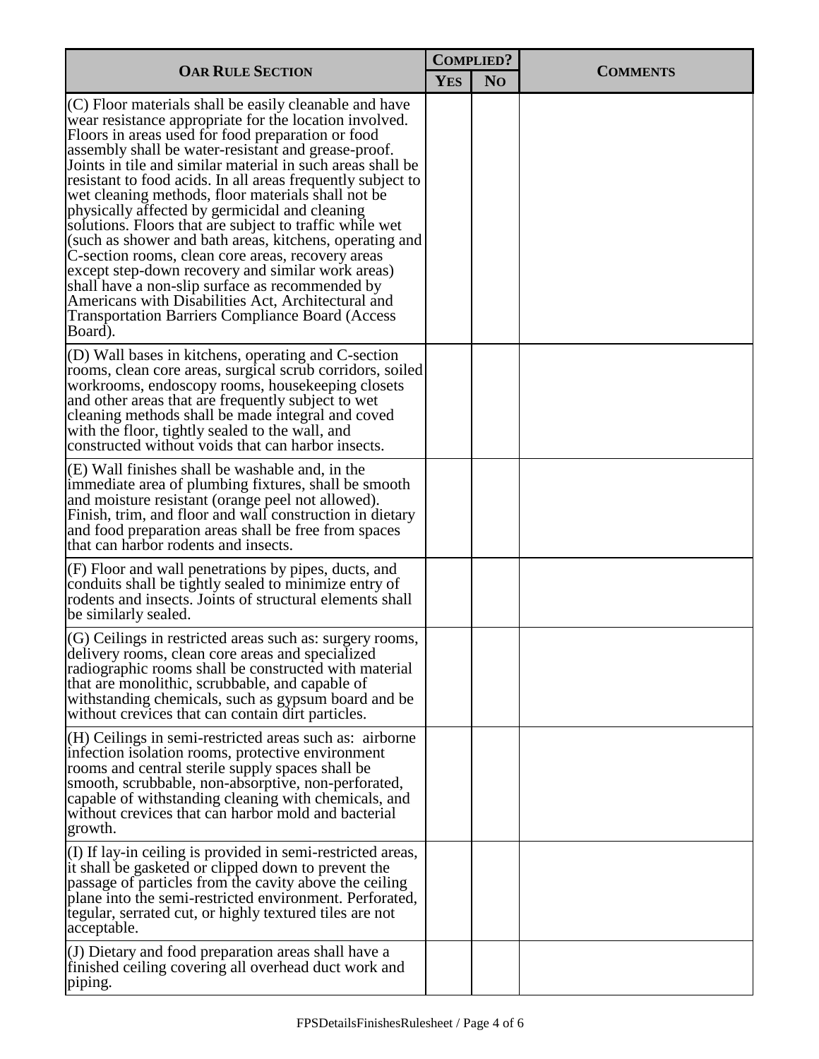| OAR Rule Section | Complied? | | Comments |
|---|---|---|---|
| | Yes | No | |
| (C) Floor materials shall be easily cleanable and have wear resistance appropriate for the location involved. Floors in areas used for food preparation or food assembly shall be water-resistant and grease-proof. Joints in tile and similar material in such areas shall be resistant to food acids. In all areas frequently subject to wet cleaning methods, floor materials shall not be physically affected by germicidal and cleaning solutions. Floors that are subject to traffic while wet (such as shower and bath areas, kitchens, operating and C-section rooms, clean core areas, recovery areas except step-down recovery and similar work areas) shall have a non-slip surface as recommended by Americans with Disabilities Act, Architectural and Transportation Barriers Compliance Board (Access Board). | | | |
| (D) Wall bases in kitchens, operating and C-section rooms, clean core areas, surgical scrub corridors, soiled workrooms, endoscopy rooms, housekeeping closets and other areas that are frequently subject to wet cleaning methods shall be made integral and coved with the floor, tightly sealed to the wall, and constructed without voids that can harbor insects. | | | |
| (E) Wall finishes shall be washable and, in the immediate area of plumbing fixtures, shall be smooth and moisture resistant (orange peel not allowed). Finish, trim, and floor and wall construction in dietary and food preparation areas shall be free from spaces that can harbor rodents and insects. | | | |
| (F) Floor and wall penetrations by pipes, ducts, and conduits shall be tightly sealed to minimize entry of rodents and insects. Joints of structural elements shall be similarly sealed. | | | |
| (G) Ceilings in restricted areas such as: surgery rooms, delivery rooms, clean core areas and specialized radiographic rooms shall be constructed with material that are monolithic, scrubbable, and capable of withstanding chemicals, such as gypsum board and be without crevices that can contain dirt particles. | | | |
| (H) Ceilings in semi-restricted areas such as: airborne infection isolation rooms, protective environment rooms and central sterile supply spaces shall be smooth, scrubbable, non-absorptive, non-perforated, capable of withstanding cleaning with chemicals, and without crevices that can harbor mold and bacterial growth. | | | |
| (I) If lay-in ceiling is provided in semi-restricted areas, it shall be gasketed or clipped down to prevent the passage of particles from the cavity above the ceiling plane into the semi-restricted environment. Perforated, tegular, serrated cut, or highly textured tiles are not acceptable. | | | |
| (J) Dietary and food preparation areas shall have a finished ceiling covering all overhead duct work and piping. | | | |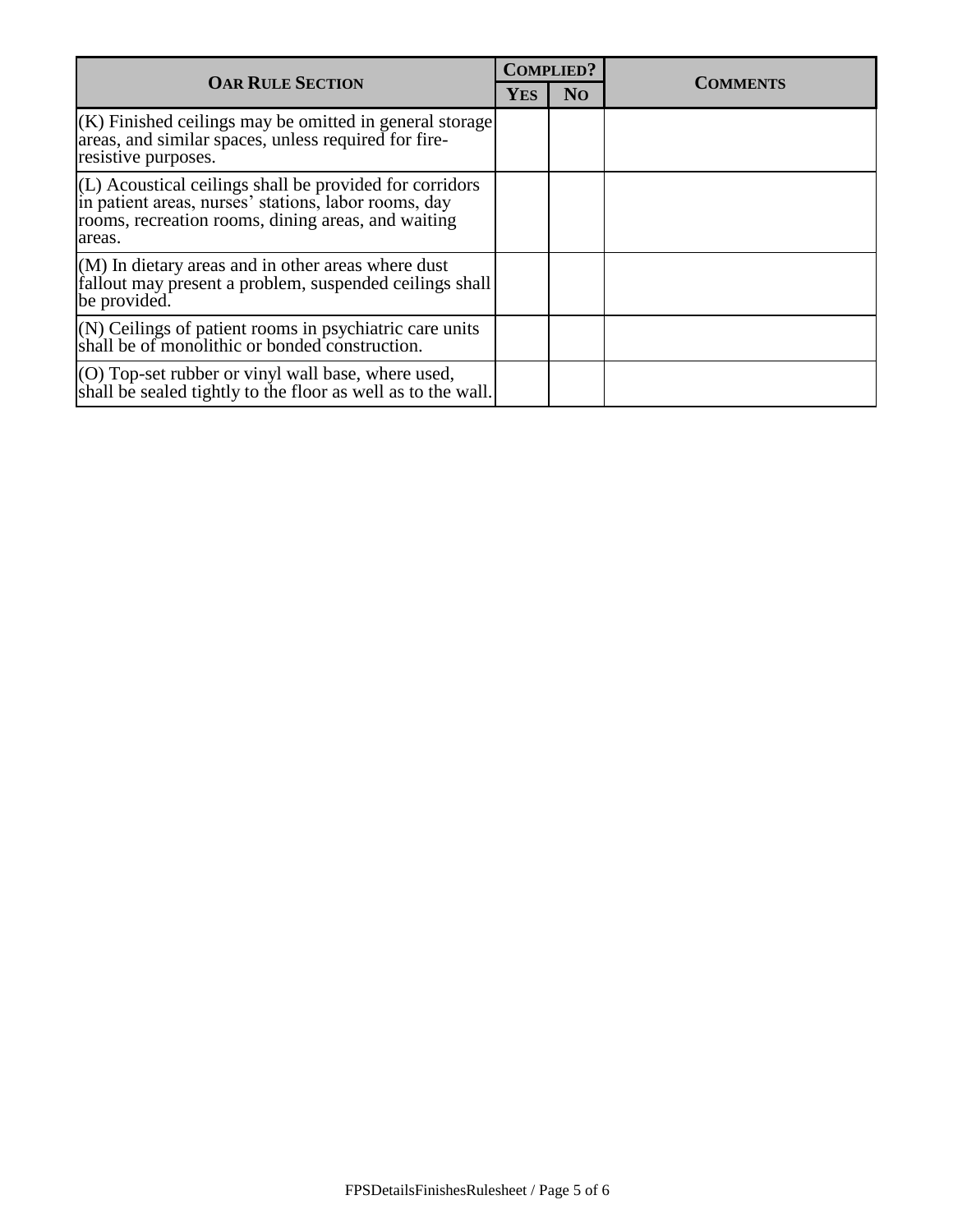| OAR Rule Section | Complied? | | Comments |
|---|---|---|---|
| | Yes | No | |
| (K) Finished ceilings may be omitted in general storage areas, and similar spaces, unless required for fire-resistive purposes. | | | |
| (L) Acoustical ceilings shall be provided for corridors in patient areas, nurses' stations, labor rooms, day rooms, recreation rooms, dining areas, and waiting areas. | | | |
| (M) In dietary areas and in other areas where dust fallout may present a problem, suspended ceilings shall be provided. | | | |
| (N) Ceilings of patient rooms in psychiatric care units shall be of monolithic or bonded construction. | | | |
| (O) Top-set rubber or vinyl wall base, where used, shall be sealed tightly to the floor as well as to the wall. | | | |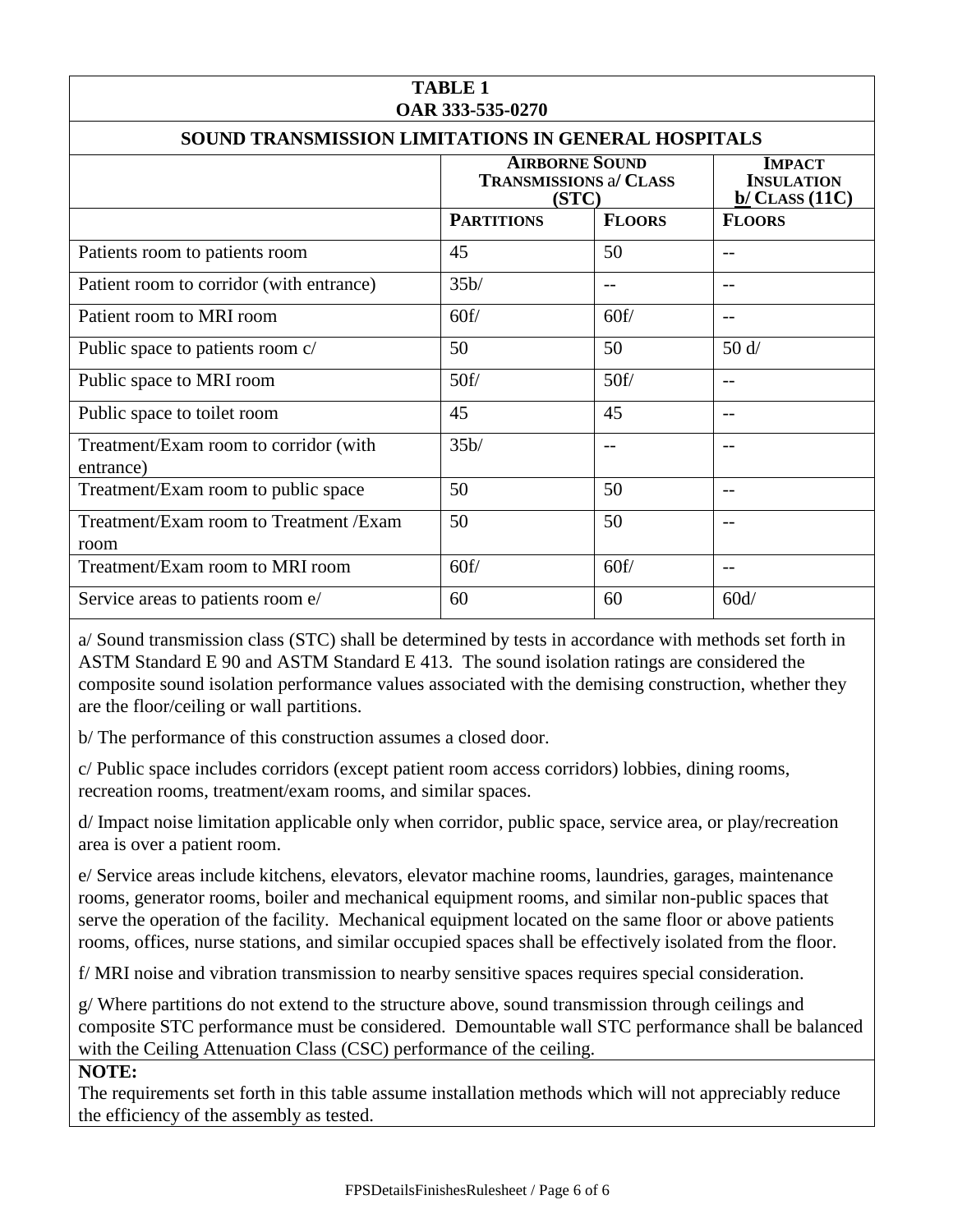**TABLE 1**
**OAR 333-535-0270**

**SOUND TRANSMISSION LIMITATIONS IN GENERAL HOSPITALS**

| | **Airborne Sound Transmissions a/ Class (STC)** | | **Impact Insulation b/ Class (11C)** |
|---|---|---|---|
| | **Partitions** | **Floors** | **Floors** |
| Patients room to patients room | 45 | 50 | -- |
| Patient room to corridor (with entrance) | 35b/ | -- | -- |
| Patient room to MRI room | 60f/ | 60f/ | -- |
| Public space to patients room c/ | 50 | 50 | 50 d/ |
| Public space to MRI room | 50f/ | 50f/ | -- |
| Public space to toilet room | 45 | 45 | -- |
| Treatment/Exam room to corridor (with entrance) | 35b/ | -- | -- |
| Treatment/Exam room to public space | 50 | 50 | -- |
| Treatment/Exam room to Treatment /Exam room | 50 | 50 | -- |
| Treatment/Exam room to MRI room | 60f/ | 60f/ | -- |
| Service areas to patients room e/ | 60 | 60 | 60d/ |

a/ Sound transmission class (STC) shall be determined by tests in accordance with methods set forth in ASTM Standard E 90 and ASTM Standard E 413. The sound isolation ratings are considered the composite sound isolation performance values associated with the demising construction, whether they are the floor/ceiling or wall partitions.

b/ The performance of this construction assumes a closed door.

c/ Public space includes corridors (except patient room access corridors) lobbies, dining rooms, recreation rooms, treatment/exam rooms, and similar spaces.

d/ Impact noise limitation applicable only when corridor, public space, service area, or play/recreation area is over a patient room.

e/ Service areas include kitchens, elevators, elevator machine rooms, laundries, garages, maintenance rooms, generator rooms, boiler and mechanical equipment rooms, and similar non-public spaces that serve the operation of the facility. Mechanical equipment located on the same floor or above patients rooms, offices, nurse stations, and similar occupied spaces shall be effectively isolated from the floor.

f/ MRI noise and vibration transmission to nearby sensitive spaces requires special consideration.

g/ Where partitions do not extend to the structure above, sound transmission through ceilings and composite STC performance must be considered. Demountable wall STC performance shall be balanced with the Ceiling Attenuation Class (CSC) performance of the ceiling.

**NOTE:**
The requirements set forth in this table assume installation methods which will not appreciably reduce the efficiency of the assembly as tested.